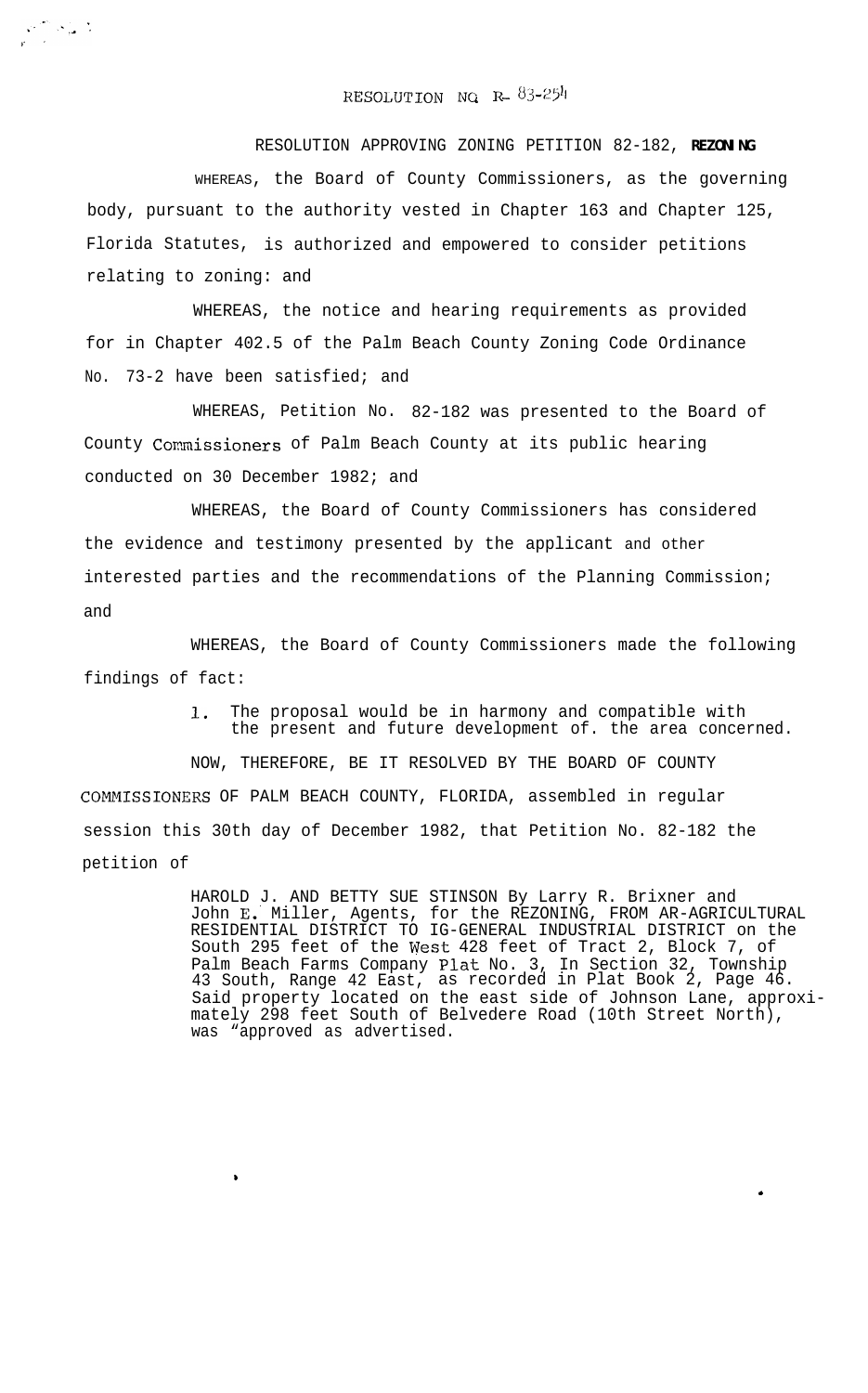RESOLUTION NO. R- 83-254

RESOLUTION APPROVING ZONING PETITION 82-182, **REZONING**

WHEREAS, the Board of County Commissioners, as the governing body, pursuant to the authority vested in Chapter 163 and Chapter 125, Florida Statutes, is authorized and empowered to consider petitions relating to zoning: and

WHEREAS, the notice and hearing requirements as provided for in Chapter 402.5 of the Palm Beach County Zoning Code Ordinance No. 73-2 have been satisfied; and

WHEREAS, Petition No. 82-182 was presented to the Board of County Commissioners of Palm Beach County at its public hearing conducted on 30 December 1982; and

WHEREAS, the Board of County Commissioners has considered the evidence and testimony presented by the applicant and other interested parties and the recommendations of the Planning Commission; and

WHEREAS, the Board of County Commissioners made the following findings of fact:

1. The proposal would be in harmony and compatible with the present and future development of. the area concerned.

NOW, THEREFORE, BE IT RESOLVED BY THE BOARD OF COUNTY COMMISSIONERS OF PALM BEACH COUNTY, FLORIDA, assembled in regular session this 30th day of December 1982, that Petition No. 82-182 the petition of

HAROLD J. AND BETTY SUE STINSON By Larry R. Brixner and John E. Miller, Agents, for the REZONING, FROM AR-AGRICULTURAL RESIDENTIAL DISTRICT TO IG-GENERAL INDUSTRIAL DISTRICT on the South 295 feet of the West 428 feet of Tract 2, Block 7, of Palm Beach Farms Company Plat No. 3, In Section 32, Township 43 South, Range 42 East, as recorded in Plat Book 2, Page 46. Said property located on the east side of Johnson Lane, approximately 298 feet South of Belvedere Road (10th Street North), was "approved as advertised.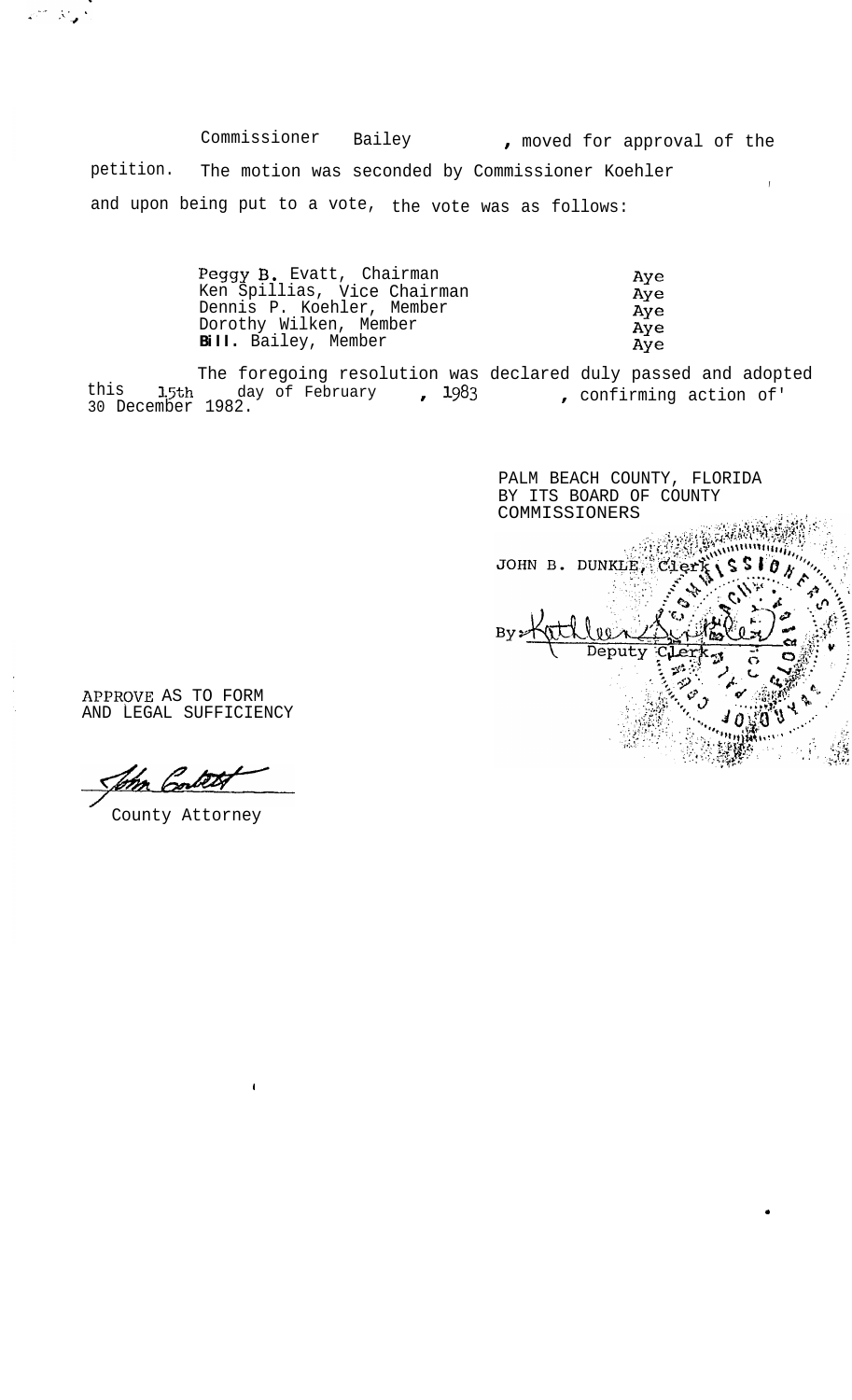Commissioner Bailey, moved for approval of the petition. The motion was seconded by Commissioner Koehler and upon being put to a vote, the vote was as follows:

| | |
|---|---|
| Peggy B. Evatt, Chairman | Aye |
| Ken Spillias, Vice Chairman | Aye |
| Dennis P. Koehler, Member | Aye |
| Dorothy Wilken, Member | Aye |
| Bill. Bailey, Member | Aye |

The foregoing resolution was declared duly passed and adopted this 15th day of February, 1983, confirming action of' 30 December 1982.

PALM BEACH COUNTY, FLORIDA
BY ITS BOARD OF COUNTY
COMMISSIONERS

JOHN B. DUNKLE, Clerk

By: [signature]
Deputy Clerk

APPROVE AS TO FORM
AND LEGAL SUFFICIENCY

[signature]
County Attorney